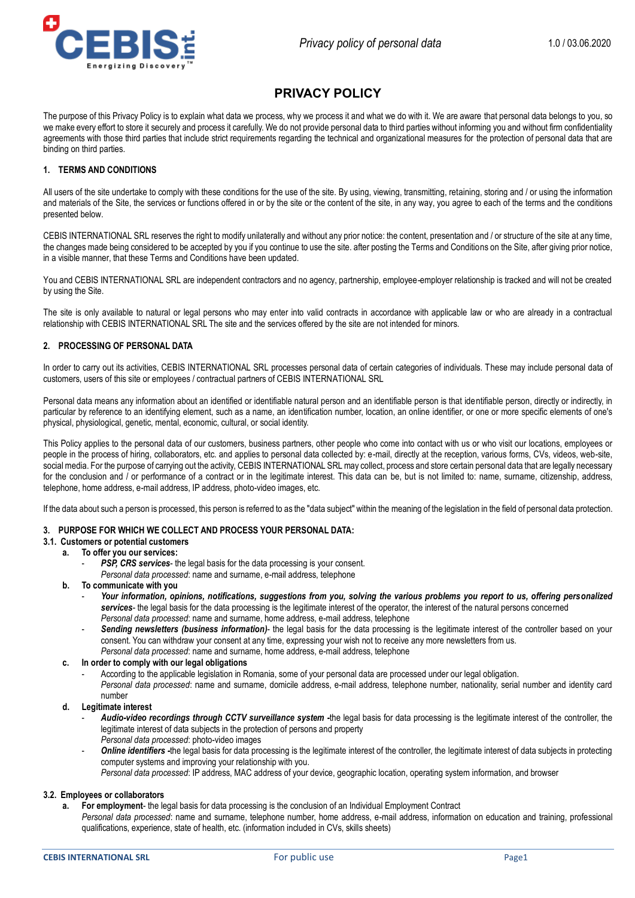# PRIVACY POLICY

The purpose of this Privacy Policy is to explain what data we process, why we process it and what we do with it. We are aware that personal data belongs to you, so we make every effort to store it securely and process it carefully. We do not provide personal data to third parties without informing you and without firm confidentiality agreements with those third parties that include strict requirements regarding the technical and organizational measures for the protection of personal data that are binding on third parties.

## 1. TERMS AND CONDITIONS

All users of the site undertake to comply with these conditions for the use of the site. By using, viewing, transmitting, retaining, storing and / or using the information and materials of the Site, the services or functions offered in or by the site or the content of the site, in any way, you agree to each of the terms and the conditions presented below.

CEBIS INTERNATIONAL SRL reserves the right to modify unilaterally and without any prior notice: the content, presentation and / or structure of the site at any time, the changes made being considered to be accepted by you if you continue to use the site. after posting the Terms and Conditions on the Site, after giving prior notice, in a visible manner, that these Terms and Conditions have been updated.

You and CEBIS INTERNATIONAL SRL are independent contractors and no agency, partnership, employee-employer relationship is tracked and will not be created by using the Site.

The site is only available to natural or legal persons who may enter into valid contracts in accordance with applicable law or who are already in a contractual relationship with CEBIS INTERNATIONAL SRL The site and the services offered by the site are not intended for minors.

## 2. PROCESSING OF PERSONAL DATA

In order to carry out its activities, CEBIS INTERNATIONAL SRL processes personal data of certain categories of individuals. These may include personal data of customers, users of this site or employees / contractual partners of CEBIS INTERNATIONAL SRL

Personal data means any information about an identified or identifiable natural person and an identifiable person is that identifiable person, directly or indirectly, in particular by reference to an identifying element, such as a name, an identification number, location, an online identifier, or one or more specific elements of one's physical, physiological, genetic, mental, economic, cultural, or social identity.

This Policy applies to the personal data of our customers, business partners, other people who come into contact with us or who visit our locations, employees or people in the process of hiring, collaborators, etc. and applies to personal data collected by: e-mail, directly at the reception, various forms, CVs, videos, web-site, social media. For the purpose of carrying out the activity, CEBIS INTERNATIONAL SRL may collect, process and store certain personal data that are legally necessary for the conclusion and / or performance of a contract or in the legitimate interest. This data can be, but is not limited to: name, surname, citizenship, address, telephone, home address, e-mail address, IP address, photo-video images, etc.

If the data about such a person is processed, this person is referred to as the "data subject" within the meaning of the legislation in the field of personal data protection.

## 3. PURPOSE FOR WHICH WE COLLECT AND PROCESS YOUR PERSONAL DATA:

### 3.1. Customers or potential customers

**a. To offer you our services:**

- ***PSP, CRS services***- the legal basis for the data processing is your consent.
  *Personal data processed*: name and surname, e-mail address, telephone

**b. To communicate with you**

- ***Your information, opinions, notifications, suggestions from you, solving the various problems you report to us, offering personalized services***- the legal basis for the data processing is the legitimate interest of the operator, the interest of the natural persons concerned
  *Personal data processed*: name and surname, home address, e-mail address, telephone
- ***Sending newsletters (business information)***- the legal basis for the data processing is the legitimate interest of the controller based on your consent. You can withdraw your consent at any time, expressing your wish not to receive any more newsletters from us.
  *Personal data processed*: name and surname, home address, e-mail address, telephone

**c. In order to comply with our legal obligations**

- According to the applicable legislation in Romania, some of your personal data are processed under our legal obligation.
  *Personal data processed*: name and surname, domicile address, e-mail address, telephone number, nationality, serial number and identity card number

**d. Legitimate interest**

- ***Audio-video recordings through CCTV surveillance system -***the legal basis for data processing is the legitimate interest of the controller, the legitimate interest of data subjects in the protection of persons and property
  *Personal data processed*: photo-video images
- ***Online identifiers -***the legal basis for data processing is the legitimate interest of the controller, the legitimate interest of data subjects in protecting computer systems and improving your relationship with you.
  *Personal data processed*: IP address, MAC address of your device, geographic location, operating system information, and browser

### 3.2. Employees or collaborators

**a. For employment**- the legal basis for data processing is the conclusion of an Individual Employment Contract
*Personal data processed*: name and surname, telephone number, home address, e-mail address, information on education and training, professional qualifications, experience, state of health, etc. (information included in CVs, skills sheets)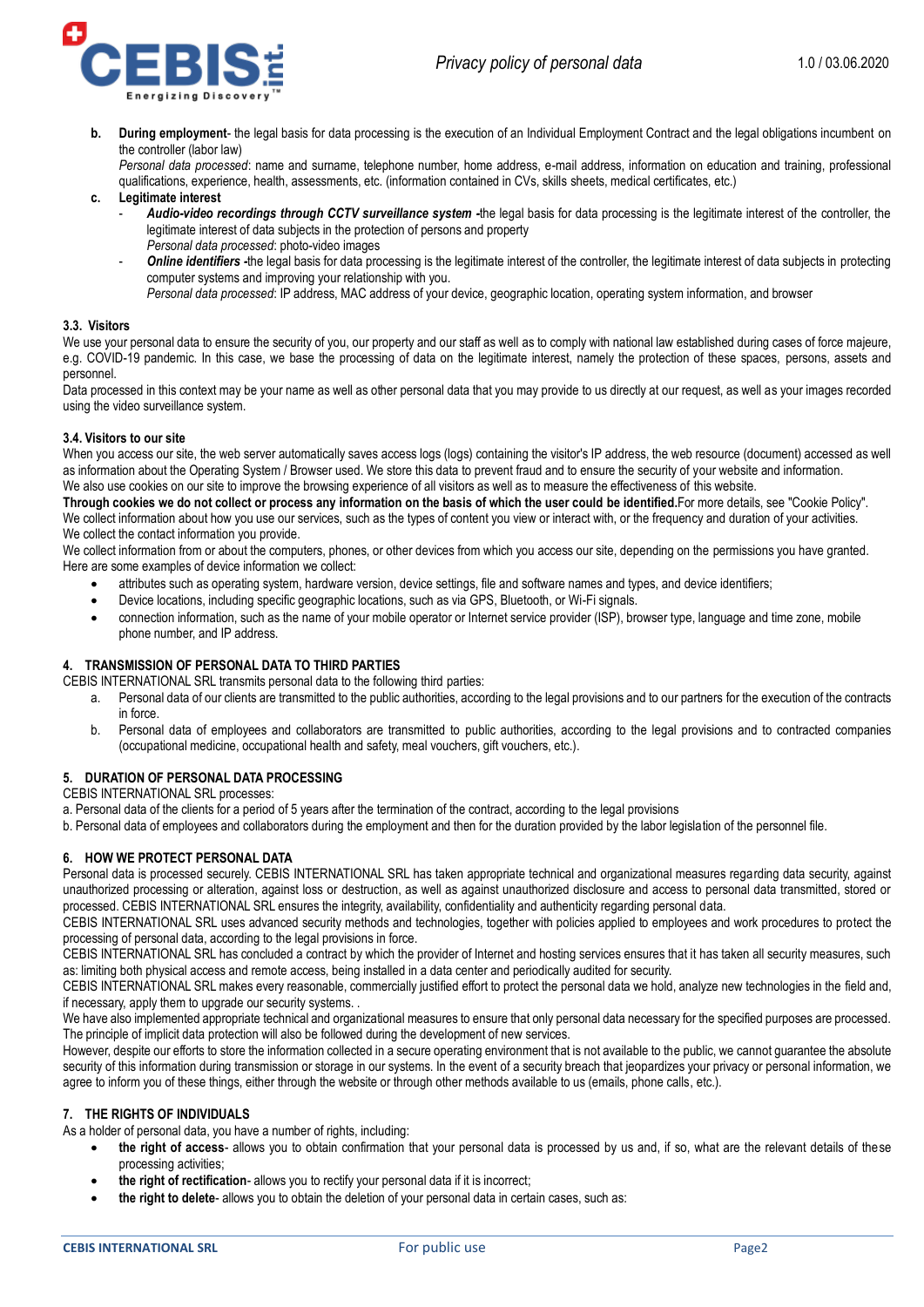b. **During employment**- the legal basis for data processing is the execution of an Individual Employment Contract and the legal obligations incumbent on the controller (labor law)
   *Personal data processed*: name and surname, telephone number, home address, e-mail address, information on education and training, professional qualifications, experience, health, assessments, etc. (information contained in CVs, skills sheets, medical certificates, etc.)

c. **Legitimate interest**
   - ***Audio-video recordings through CCTV surveillance system*** **-**the legal basis for data processing is the legitimate interest of the controller, the legitimate interest of data subjects in the protection of persons and property
     *Personal data processed*: photo-video images
   - ***Online identifiers*** **-**the legal basis for data processing is the legitimate interest of the controller, the legitimate interest of data subjects in protecting computer systems and improving your relationship with you.
     *Personal data processed*: IP address, MAC address of your device, geographic location, operating system information, and browser

### 3.3. Visitors

We use your personal data to ensure the security of you, our property and our staff as well as to comply with national law established during cases of force majeure, e.g. COVID-19 pandemic. In this case, we base the processing of data on the legitimate interest, namely the protection of these spaces, persons, assets and personnel.

Data processed in this context may be your name as well as other personal data that you may provide to us directly at our request, as well as your images recorded using the video surveillance system.

### 3.4. Visitors to our site

When you access our site, the web server automatically saves access logs (logs) containing the visitor's IP address, the web resource (document) accessed as well as information about the Operating System / Browser used. We store this data to prevent fraud and to ensure the security of your website and information.

We also use cookies on our site to improve the browsing experience of all visitors as well as to measure the effectiveness of this website.

**Through cookies we do not collect or process any information on the basis of which the user could be identified.**For more details, see "Cookie Policy".

We collect information about how you use our services, such as the types of content you view or interact with, or the frequency and duration of your activities.

We collect the contact information you provide.

We collect information from or about the computers, phones, or other devices from which you access our site, depending on the permissions you have granted. Here are some examples of device information we collect:

- attributes such as operating system, hardware version, device settings, file and software names and types, and device identifiers;
- Device locations, including specific geographic locations, such as via GPS, Bluetooth, or Wi-Fi signals.
- connection information, such as the name of your mobile operator or Internet service provider (ISP), browser type, language and time zone, mobile phone number, and IP address.

## 4. TRANSMISSION OF PERSONAL DATA TO THIRD PARTIES

CEBIS INTERNATIONAL SRL transmits personal data to the following third parties:

a. Personal data of our clients are transmitted to the public authorities, according to the legal provisions and to our partners for the execution of the contracts in force.

b. Personal data of employees and collaborators are transmitted to public authorities, according to the legal provisions and to contracted companies (occupational medicine, occupational health and safety, meal vouchers, gift vouchers, etc.).

## 5. DURATION OF PERSONAL DATA PROCESSING

CEBIS INTERNATIONAL SRL processes:

a. Personal data of the clients for a period of 5 years after the termination of the contract, according to the legal provisions

b. Personal data of employees and collaborators during the employment and then for the duration provided by the labor legislation of the personnel file.

## 6. HOW WE PROTECT PERSONAL DATA

Personal data is processed securely. CEBIS INTERNATIONAL SRL has taken appropriate technical and organizational measures regarding data security, against unauthorized processing or alteration, against loss or destruction, as well as against unauthorized disclosure and access to personal data transmitted, stored or processed. CEBIS INTERNATIONAL SRL ensures the integrity, availability, confidentiality and authenticity regarding personal data.

CEBIS INTERNATIONAL SRL uses advanced security methods and technologies, together with policies applied to employees and work procedures to protect the processing of personal data, according to the legal provisions in force.

CEBIS INTERNATIONAL SRL has concluded a contract by which the provider of Internet and hosting services ensures that it has taken all security measures, such as: limiting both physical access and remote access, being installed in a data center and periodically audited for security.

CEBIS INTERNATIONAL SRL makes every reasonable, commercially justified effort to protect the personal data we hold, analyze new technologies in the field and, if necessary, apply them to upgrade our security systems. .

We have also implemented appropriate technical and organizational measures to ensure that only personal data necessary for the specified purposes are processed. The principle of implicit data protection will also be followed during the development of new services.

However, despite our efforts to store the information collected in a secure operating environment that is not available to the public, we cannot guarantee the absolute security of this information during transmission or storage in our systems. In the event of a security breach that jeopardizes your privacy or personal information, we agree to inform you of these things, either through the website or through other methods available to us (emails, phone calls, etc.).

## 7. THE RIGHTS OF INDIVIDUALS

As a holder of personal data, you have a number of rights, including:

- **the right of access**- allows you to obtain confirmation that your personal data is processed by us and, if so, what are the relevant details of these processing activities;
- **the right of rectification**- allows you to rectify your personal data if it is incorrect;
- **the right to delete**- allows you to obtain the deletion of your personal data in certain cases, such as: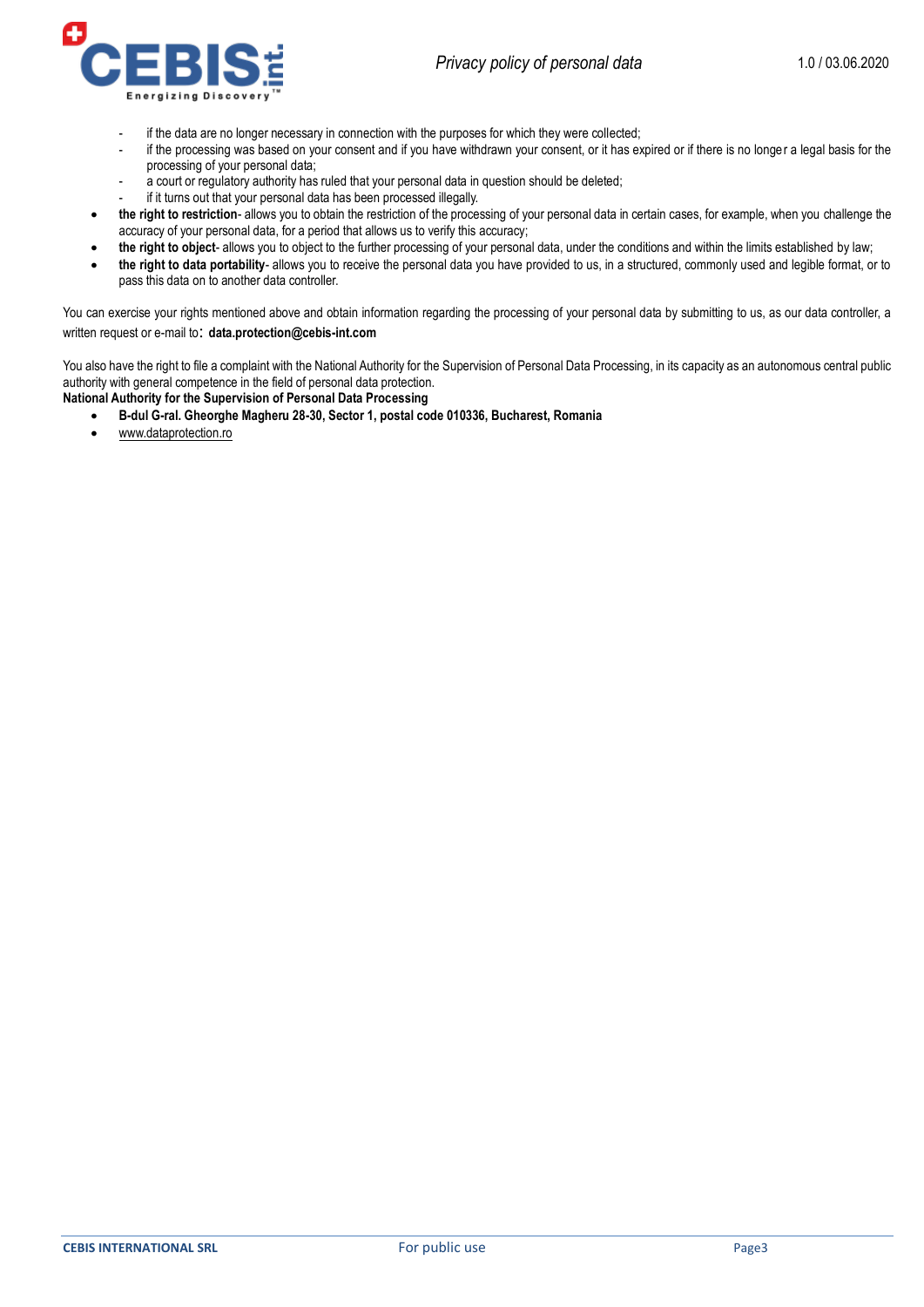- if the data are no longer necessary in connection with the purposes for which they were collected;
    - if the processing was based on your consent and if you have withdrawn your consent, or it has expired or if there is no longer a legal basis for the processing of your personal data;
    - a court or regulatory authority has ruled that your personal data in question should be deleted;
    - if it turns out that your personal data has been processed illegally.
- **the right to restriction**- allows you to obtain the restriction of the processing of your personal data in certain cases, for example, when you challenge the accuracy of your personal data, for a period that allows us to verify this accuracy;
- **the right to object**- allows you to object to the further processing of your personal data, under the conditions and within the limits established by law;
- **the right to data portability**- allows you to receive the personal data you have provided to us, in a structured, commonly used and legible format, or to pass this data on to another data controller.

You can exercise your rights mentioned above and obtain information regarding the processing of your personal data by submitting to us, as our data controller, a written request or e-mail to: **data.protection@cebis-int.com**

You also have the right to file a complaint with the National Authority for the Supervision of Personal Data Processing, in its capacity as an autonomous central public authority with general competence in the field of personal data protection.

**National Authority for the Supervision of Personal Data Processing**

- **B-dul G-ral. Gheorghe Magheru 28-30, Sector 1, postal code 010336, Bucharest, Romania**
- www.dataprotection.ro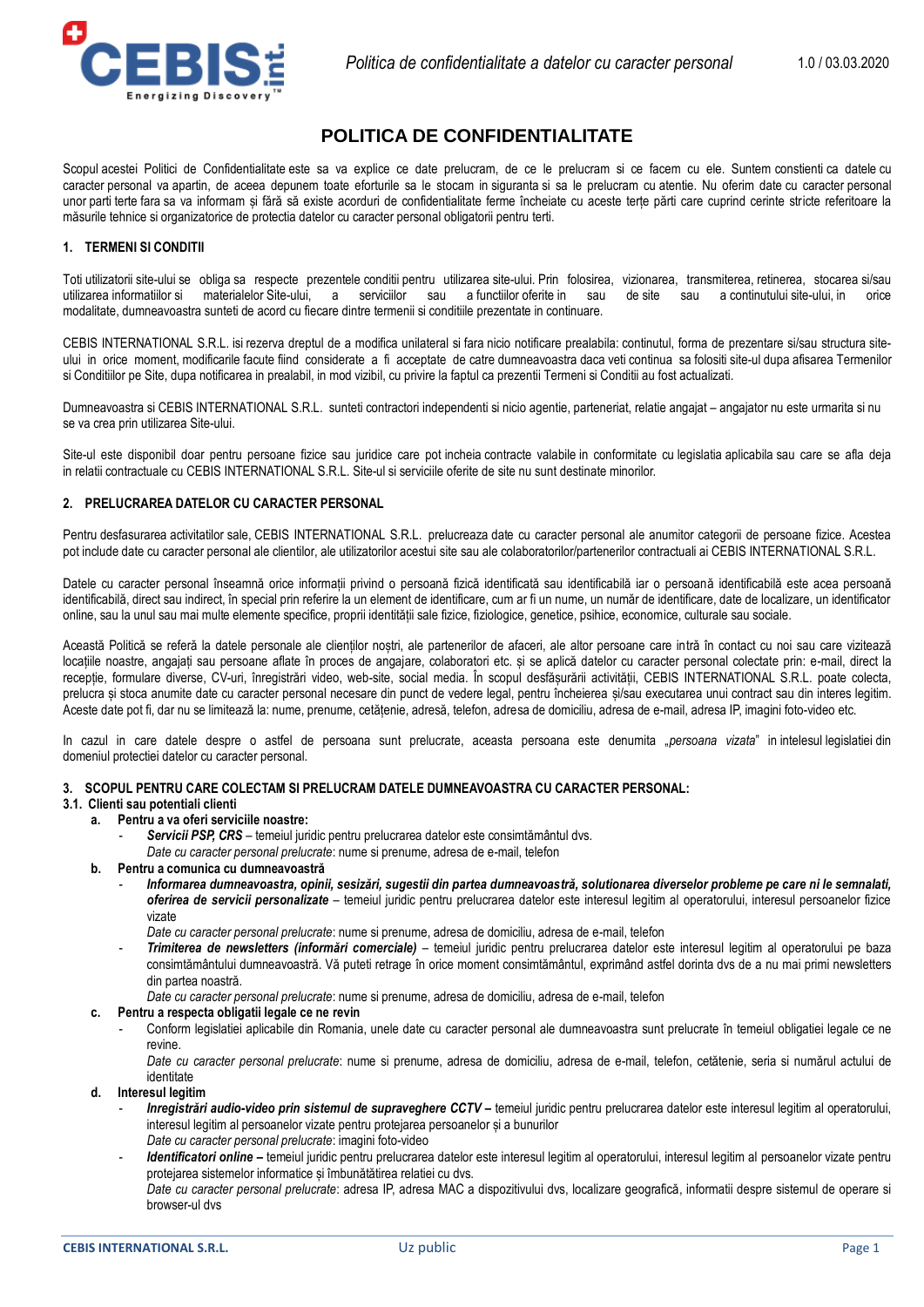# POLITICA DE CONFIDENTIALITATE

Scopul acestei Politici de Confidentialitate este sa va explice ce date prelucram, de ce le prelucram si ce facem cu ele. Suntem constienti ca datele cu caracter personal va apartin, de aceea depunem toate eforturile sa le stocam in siguranta si sa le prelucram cu atentie. Nu oferim date cu caracter personal unor parti terte fara sa va informam și fără să existe acorduri de confidentialitate ferme încheiate cu aceste terțe părti care cuprind cerinte stricte referitoare la măsurile tehnice si organizatorice de protectia datelor cu caracter personal obligatorii pentru terti.

## 1. TERMENI SI CONDITII

Toti utilizatorii site-ului se obliga sa respecte prezentele conditii pentru utilizarea site-ului. Prin folosirea, vizionarea, transmiterea, retinerea, stocarea si/sau utilizarea informatiilor si materialelor Site-ului, a serviciilor sau a functiilor oferite in sau de site sau a continutului site-ului, in orice modalitate, dumneavoastra sunteti de acord cu fiecare dintre termenii si conditiile prezentate in continuare.

CEBIS INTERNATIONAL S.R.L. isi rezerva dreptul de a modifica unilateral si fara nicio notificare prealabila: continutul, forma de prezentare si/sau structura site-ului in orice moment, modificarile facute fiind considerate a fi acceptate de catre dumneavoastra daca veti continua sa folositi site-ul dupa afisarea Termenilor si Conditiilor pe Site, dupa notificarea in prealabil, in mod vizibil, cu privire la faptul ca prezentii Termeni si Conditii au fost actualizati.

Dumneavoastra si CEBIS INTERNATIONAL S.R.L. sunteti contractori independenti si nicio agentie, parteneriat, relatie angajat – angajator nu este urmarita si nu se va crea prin utilizarea Site-ului.

Site-ul este disponibil doar pentru persoane fizice sau juridice care pot incheia contracte valabile in conformitate cu legislatia aplicabila sau care se afla deja in relatii contractuale cu CEBIS INTERNATIONAL S.R.L. Site-ul si serviciile oferite de site nu sunt destinate minorilor.

## 2. PRELUCRAREA DATELOR CU CARACTER PERSONAL

Pentru desfasurarea activitatilor sale, CEBIS INTERNATIONAL S.R.L. prelucreaza date cu caracter personal ale anumitor categorii de persoane fizice. Acestea pot include date cu caracter personal ale clientilor, ale utilizatorilor acestui site sau ale colaboratorilor/partenerilor contractuali ai CEBIS INTERNATIONAL S.R.L.

Datele cu caracter personal înseamnă orice informații privind o persoană fizică identificată sau identificabilă iar o persoană identificabilă este acea persoană identificabilă, direct sau indirect, în special prin referire la un element de identificare, cum ar fi un nume, un număr de identificare, date de localizare, un identificator online, sau la unul sau mai multe elemente specifice, proprii identității sale fizice, fiziologice, genetice, psihice, economice, culturale sau sociale.

Această Politică se referă la datele personale ale clienților noștri, ale partenerilor de afaceri, ale altor persoane care intră în contact cu noi sau care vizitează locațiile noastre, angajați sau persoane aflate în proces de angajare, colaboratori etc. și se aplică datelor cu caracter personal colectate prin: e-mail, direct la recepție, formulare diverse, CV-uri, înregistrări video, web-site, social media. În scopul desfășurării activității, CEBIS INTERNATIONAL S.R.L. poate colecta, prelucra și stoca anumite date cu caracter personal necesare din punct de vedere legal, pentru încheierea și/sau executarea unui contract sau din interes legitim. Aceste date pot fi, dar nu se limitează la: nume, prenume, cetățenie, adresă, telefon, adresa de domiciliu, adresa de e-mail, adresa IP, imagini foto-video etc.

In cazul in care datele despre o astfel de persoana sunt prelucrate, aceasta persoana este denumita „*persoana vizata*" in intelesul legislatiei din domeniul protectiei datelor cu caracter personal.

## 3. SCOPUL PENTRU CARE COLECTAM SI PRELUCRAM DATELE DUMNEAVOASTRA CU CARACTER PERSONAL:

### 3.1. Clienti sau potentiali clienti

**a. Pentru a va oferi serviciile noastre:**

- ***Servicii PSP, CRS*** – temeiul juridic pentru prelucrarea datelor este consimtământul dvs.
  *Date cu caracter personal prelucrate*: nume si prenume, adresa de e-mail, telefon

**b. Pentru a comunica cu dumneavoastră**

- ***Informarea dumneavoastra, opinii, sesizări, sugestii din partea dumneavoastră, solutionarea diverselor probleme pe care ni le semnalati, oferirea de servicii personalizate*** – temeiul juridic pentru prelucrarea datelor este interesul legitim al operatorului, interesul persoanelor fizice vizate
  *Date cu caracter personal prelucrate*: nume si prenume, adresa de domiciliu, adresa de e-mail, telefon
- ***Trimiterea de newsletters (informări comerciale)*** – temeiul juridic pentru prelucrarea datelor este interesul legitim al operatorului pe baza consimtământului dumneavoastră. Vă puteti retrage în orice moment consimtământul, exprimând astfel dorinta dvs de a nu mai primi newsletters din partea noastră.
  *Date cu caracter personal prelucrate*: nume si prenume, adresa de domiciliu, adresa de e-mail, telefon

**c. Pentru a respecta obligatii legale ce ne revin**

- Conform legislatiei aplicabile din Romania, unele date cu caracter personal ale dumneavoastra sunt prelucrate în temeiul obligatiei legale ce ne revine.
  *Date cu caracter personal prelucrate*: nume si prenume, adresa de domiciliu, adresa de e-mail, telefon, cetătenie, seria si numărul actului de identitate

**d. Interesul legitim**

- ***Inregistrări audio-video prin sistemul de supraveghere CCTV –*** temeiul juridic pentru prelucrarea datelor este interesul legitim al operatorului, interesul legitim al persoanelor vizate pentru protejarea persoanelor și a bunurilor
  *Date cu caracter personal prelucrate*: imagini foto-video
- ***Identificatori online –*** temeiul juridic pentru prelucrarea datelor este interesul legitim al operatorului, interesul legitim al persoanelor vizate pentru protejarea sistemelor informatice și îmbunătătirea relatiei cu dvs.
  *Date cu caracter personal prelucrate*: adresa IP, adresa MAC a dispozitivului dvs, localizare geografică, informatii despre sistemul de operare si browser-ul dvs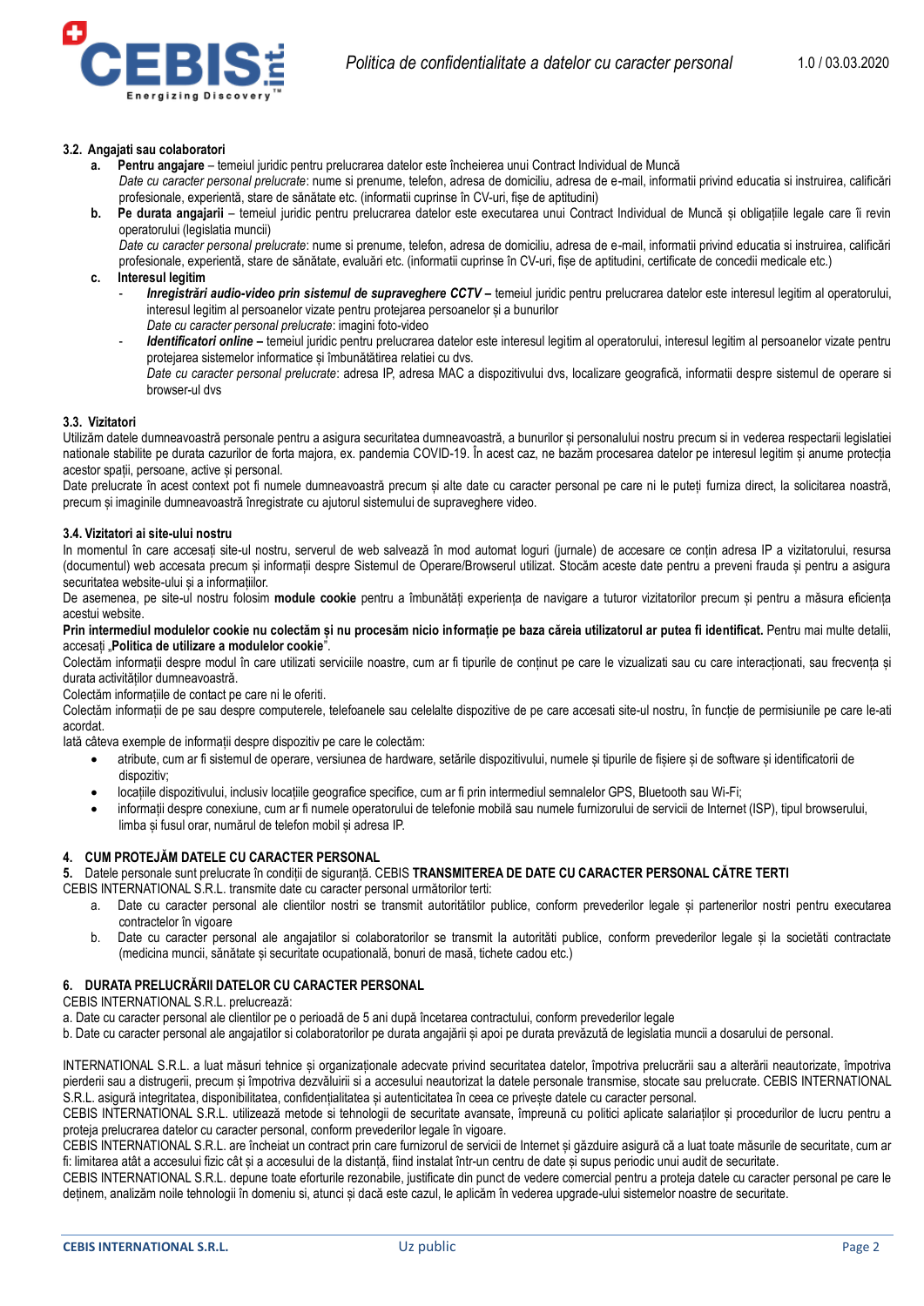### 3.2. Angajati sau colaboratori

a. **Pentru angajare** – temeiul juridic pentru prelucrarea datelor este încheierea unui Contract Individual de Muncă
   *Date cu caracter personal prelucrate*: nume si prenume, telefon, adresa de domiciliu, adresa de e-mail, informatii privind educatia si instruirea, calificări profesionale, experientă, stare de sănătate etc. (informatii cuprinse în CV-uri, fișe de aptitudini)

b. **Pe durata angajarii** – temeiul juridic pentru prelucrarea datelor este executarea unui Contract Individual de Muncă și obligațiile legale care îi revin operatorului (legislatia muncii)
   *Date cu caracter personal prelucrate*: nume si prenume, telefon, adresa de domiciliu, adresa de e-mail, informatii privind educatia si instruirea, calificări profesionale, experientă, stare de sănătate, evaluări etc. (informatii cuprinse în CV-uri, fișe de aptitudini, certificate de concedii medicale etc.)

c. **Interesul legitim**
   - ***Inregistrări audio-video prin sistemul de supraveghere CCTV –*** temeiul juridic pentru prelucrarea datelor este interesul legitim al operatorului, interesul legitim al persoanelor vizate pentru protejarea persoanelor și a bunurilor
     *Date cu caracter personal prelucrate*: imagini foto-video
   - ***Identificatori online –*** temeiul juridic pentru prelucrarea datelor este interesul legitim al operatorului, interesul legitim al persoanelor vizate pentru protejarea sistemelor informatice și îmbunătătirea relatiei cu dvs.
     *Date cu caracter personal prelucrate*: adresa IP, adresa MAC a dispozitivului dvs, localizare geografică, informatii despre sistemul de operare si browser-ul dvs

### 3.3. Vizitatori

Utilizăm datele dumneavoastră personale pentru a asigura securitatea dumneavoastră, a bunurilor și personalului nostru precum si in vederea respectarii legislatiei nationale stabilite pe durata cazurilor de forta majora, ex. pandemia COVID-19. În acest caz, ne bazăm procesarea datelor pe interesul legitim și anume protecția acestor spații, persoane, active și personal.
Date prelucrate în acest context pot fi numele dumneavoastră precum și alte date cu caracter personal pe care ni le puteți furniza direct, la solicitarea noastră, precum și imaginile dumneavoastră înregistrate cu ajutorul sistemului de supraveghere video.

### 3.4. Vizitatori ai site-ului nostru

In momentul în care accesați site-ul nostru, serverul de web salvează în mod automat loguri (jurnale) de accesare ce conțin adresa IP a vizitatorului, resursa (documentul) web accesata precum și informații despre Sistemul de Operare/Browserul utilizat. Stocăm aceste date pentru a preveni frauda și pentru a asigura securitatea website-ului și a informațiilor.
De asemenea, pe site-ul nostru folosim **module cookie** pentru a îmbunătăți experiența de navigare a tuturor vizitatorilor precum și pentru a măsura eficiența acestui website.
**Prin intermediul modulelor cookie nu colectăm și nu procesăm nicio informație pe baza căreia utilizatorul ar putea fi identificat.** Pentru mai multe detalii, accesați „**Politica de utilizare a modulelor cookie**".
Colectăm informații despre modul în care utilizati serviciile noastre, cum ar fi tipurile de conținut pe care le vizualizati sau cu care interacționati, sau frecvența și durata activităților dumneavoastră.
Colectăm informațiile de contact pe care ni le oferiti.
Colectăm informații de pe sau despre computerele, telefoanele sau celelalte dispozitive de pe care accesati site-ul nostru, în funcție de permisiunile pe care le-ati acordat.
Iată câteva exemple de informații despre dispozitiv pe care le colectăm:

- atribute, cum ar fi sistemul de operare, versiunea de hardware, setările dispozitivului, numele și tipurile de fișiere și de software și identificatorii de dispozitiv;
- locațiile dispozitivului, inclusiv locațiile geografice specifice, cum ar fi prin intermediul semnalelor GPS, Bluetooth sau Wi-Fi;
- informații despre conexiune, cum ar fi numele operatorului de telefonie mobilă sau numele furnizorului de servicii de Internet (ISP), tipul browserului, limba și fusul orar, numărul de telefon mobil și adresa IP.

## 4. CUM PROTEJĂM DATELE CU CARACTER PERSONAL

## 5. Datele personale sunt prelucrate în condiții de siguranță. CEBIS TRANSMITEREA DE DATE CU CARACTER PERSONAL CĂTRE TERTI

CEBIS INTERNATIONAL S.R.L. transmite date cu caracter personal următorilor terti:

a. Date cu caracter personal ale clientilor nostri se transmit autorităților publice, conform prevederilor legale și partenerilor nostri pentru executarea contractelor în vigoare
b. Date cu caracter personal ale angajatilor si colaboratorilor se transmit la autorităti publice, conform prevederilor legale și la societăti contractate (medicina muncii, sănătate și securitate ocupatională, bonuri de masă, tichete cadou etc.)

## 6. DURATA PRELUCRĂRII DATELOR CU CARACTER PERSONAL

CEBIS INTERNATIONAL S.R.L. prelucrează:
a. Date cu caracter personal ale clientilor pe o perioadă de 5 ani după încetarea contractului, conform prevederilor legale
b. Date cu caracter personal ale angajatilor si colaboratorilor pe durata angajării și apoi pe durata prevăzută de legislatia muncii a dosarului de personal.

INTERNATIONAL S.R.L. a luat măsuri tehnice și organizaționale adecvate privind securitatea datelor, împotriva prelucrării sau a alterării neautorizate, împotriva pierderii sau a distrugerii, precum și împotriva dezvăluirii si a accesului neautorizat la datele personale transmise, stocate sau prelucrate. CEBIS INTERNATIONAL S.R.L. asigură integritatea, disponibilitatea, confidențialitatea și autenticitatea în ceea ce privește datele cu caracter personal.
CEBIS INTERNATIONAL S.R.L. utilizează metode si tehnologii de securitate avansate, împreună cu politici aplicate salariaților și procedurilor de lucru pentru a proteja prelucrarea datelor cu caracter personal, conform prevederilor legale în vigoare.
CEBIS INTERNATIONAL S.R.L. are încheiat un contract prin care furnizorul de servicii de Internet și găzduire asigură că a luat toate măsurile de securitate, cum ar fi: limitarea atât a accesului fizic cât și a accesului de la distanță, fiind instalat într-un centru de date și supus periodic unui audit de securitate.
CEBIS INTERNATIONAL S.R.L. depune toate eforturile rezonabile, justificate din punct de vedere comercial pentru a proteja datele cu caracter personal pe care le deținem, analizăm noile tehnologii în domeniu si, atunci și dacă este cazul, le aplicăm în vederea upgrade-ului sistemelor noastre de securitate.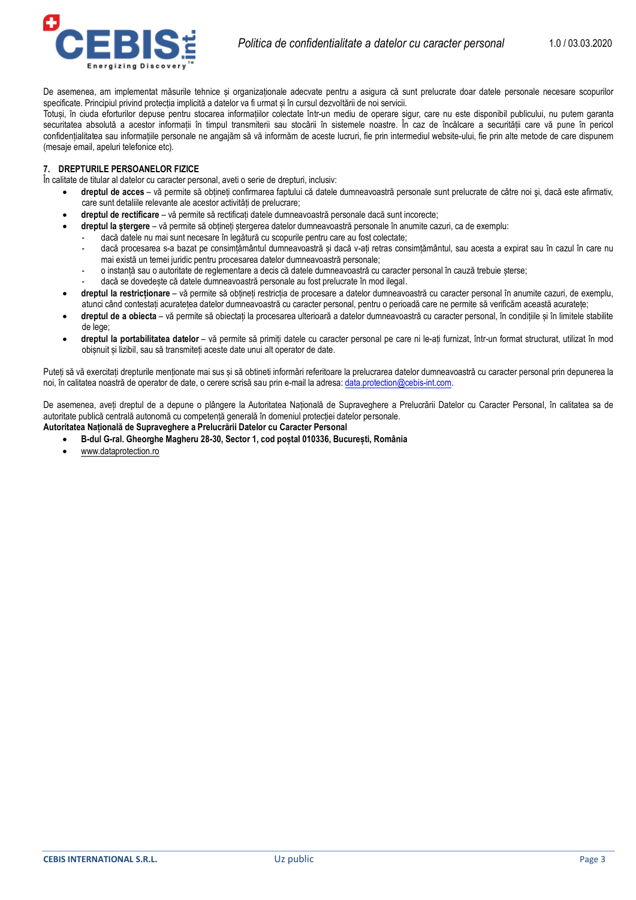De asemenea, am implementat măsurile tehnice și organizaționale adecvate pentru a asigura că sunt prelucrate doar datele personale necesare scopurilor specificate. Principiul privind protecția implicită a datelor va fi urmat și în cursul dezvoltării de noi servicii.
Totuși, în ciuda eforturilor depuse pentru stocarea informațiilor colectate într-un mediu de operare sigur, care nu este disponibil publicului, nu putem garanta securitatea absolută a acestor informații în timpul transmiterii sau stocării în sistemele noastre. În caz de încălcare a securității care vă pune în pericol confidențialitatea sau informațiile personale ne angajăm să vă informăm de aceste lucruri, fie prin intermediul website-ului, fie prin alte metode de care dispunem (mesaje email, apeluri telefonice etc).

## 7. DREPTURILE PERSOANELOR FIZICE

În calitate de titular al datelor cu caracter personal, aveti o serie de drepturi, inclusiv:

- **dreptul de acces** – vă permite să obțineți confirmarea faptului că datele dumneavoastră personale sunt prelucrate de către noi și, dacă este afirmativ, care sunt detaliile relevante ale acestor activități de prelucrare;
- **dreptul de rectificare** – vă permite să rectificați datele dumneavoastră personale dacă sunt incorecte;
- **dreptul la ștergere** – vă permite să obțineți ștergerea datelor dumneavoastră personale în anumite cazuri, ca de exemplu:
  - dacă datele nu mai sunt necesare în legătură cu scopurile pentru care au fost colectate;
  - dacă procesarea s-a bazat pe consimțământul dumneavoastră și dacă v-ați retras consimțământul, sau acesta a expirat sau în cazul în care nu mai există un temei juridic pentru procesarea datelor dumneavoastră personale;
  - o instanță sau o autoritate de reglementare a decis că datele dumneavoastră cu caracter personal în cauză trebuie șterse;
  - dacă se dovedește că datele dumneavoastră personale au fost prelucrate în mod ilegal.
- **dreptul la restricționare** – vă permite să obțineți restricția de procesare a datelor dumneavoastră cu caracter personal în anumite cazuri, de exemplu, atunci când contestați acuratețea datelor dumneavoastră cu caracter personal, pentru o perioadă care ne permite să verificăm această acuratețe;
- **dreptul de a obiecta** – vă permite să obiectați la procesarea ulterioară a datelor dumneavoastră cu caracter personal, în condițiile și în limitele stabilite de lege;
- **dreptul la portabilitatea datelor** – vă permite să primiți datele cu caracter personal pe care ni le-ați furnizat, într-un format structurat, utilizat în mod obișnuit și lizibil, sau să transmiteți aceste date unui alt operator de date.

Puteți să vă exercitați drepturile menționate mai sus și să obtineti informări referitoare la prelucrarea datelor dumneavoastră cu caracter personal prin depunerea la noi, în calitatea noastră de operator de date, o cerere scrisă sau prin e-mail la adresa: data.protection@cebis-int.com.

De asemenea, aveți dreptul de a depune o plângere la Autoritatea Națională de Supraveghere a Prelucrării Datelor cu Caracter Personal, în calitatea sa de autoritate publică centrală autonomă cu competență generală în domeniul protecției datelor personale.
**Autoritatea Națională de Supraveghere a Prelucrării Datelor cu Caracter Personal**

- **B-dul G-ral. Gheorghe Magheru 28-30, Sector 1, cod poștal 010336, București, România**
- www.dataprotection.ro